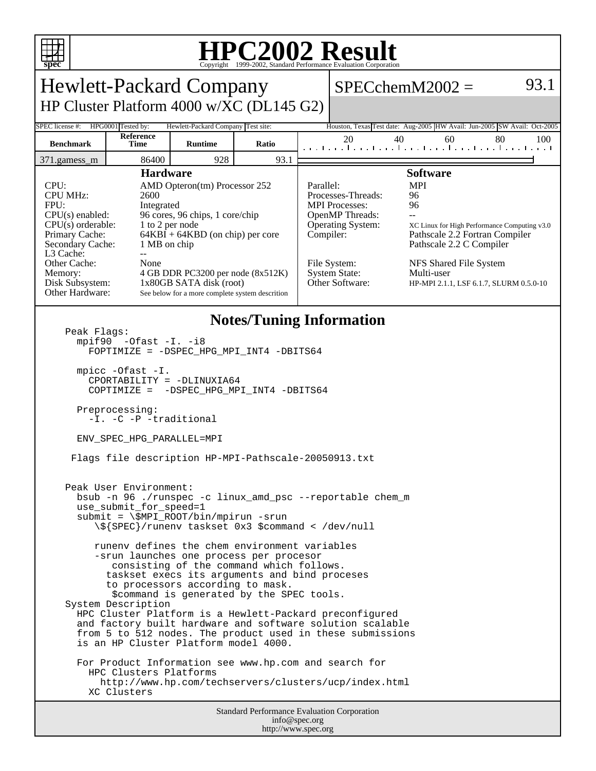# HPC2002 Result

Copyright 1999-2002, Standard Performance Evaluation Corporation

## Hewlett-Packard Company

HP Cluster Platform 4000 w/XC (DL145 G2)

SPECchemM2002 = 93.1

| SPEC license #: | HPG0001 | Tested by: | Hewlett-Packard Company | Test site: | Houston, Texas | Test date: | Aug-2005 | HW Avail: | Jun-2005 | SW Avail: | Oct-2005 |
|---|---|---|---|---|---|---|---|---|---|---|---|

| Benchmark | Reference Time | Runtime | Ratio |
|---|---|---|---|
| 371.gamess_m | 86400 | 928 | 93.1 |

### Hardware

| | |
|---|---|
| CPU: | AMD Opteron(tm) Processor 252 |
| CPU MHz: | 2600 |
| FPU: | Integrated |
| CPU(s) enabled: | 96 cores, 96 chips, 1 core/chip |
| CPU(s) orderable: | 1 to 2 per node |
| Primary Cache: | 64KBI + 64KBD (on chip) per core |
| Secondary Cache: | 1 MB on chip |
| L3 Cache: | -- |
| Other Cache: | None |
| Memory: | 4 GB DDR PC3200 per node (8x512K) |
| Disk Subsystem: | 1x80GB SATA disk (root) |
| Other Hardware: | See below for a more complete system descrition |

### Software

| | |
|---|---|
| Parallel: | MPI |
| Processes-Threads: | 96 |
| MPI Processes: | 96 |
| OpenMP Threads: | -- |
| Operating System: | XC Linux for High Performance Computing v3.0 |
| Compiler: | Pathscale 2.2 Fortran Compiler<br>Pathscale 2.2 C Compiler |
| File System: | NFS Shared File System |
| System State: | Multi-user |
| Other Software: | HP-MPI 2.1.1, LSF 6.1.7, SLURM 0.5.0-10 |

### Notes/Tuning Information

```
Peak Flags:
  mpif90  -Ofast -I. -i8
    FOPTIMIZE = -DSPEC_HPG_MPI_INT4 -DBITS64

  mpicc -Ofast -I.
    CPORTABILITY = -DLINUXIA64
    COPTIMIZE =  -DSPEC_HPG_MPI_INT4 -DBITS64

  Preprocessing:
    -I. -C -P -traditional

  ENV_SPEC_HPG_PARALLEL=MPI

 Flags file description HP-MPI-Pathscale-20050913.txt


Peak User Environment:
  bsub -n 96 ./runspec -c linux_amd_psc --reportable chem_m
  use_submit_for_speed=1
  submit = \$MPI_ROOT/bin/mpirun -srun
     \${SPEC}/runenv taskset 0x3 $command < /dev/null

     runenv defines the chem environment variables
     -srun launches one process per procesor
        consisting of the command which follows.
       taskset execs its arguments and bind proceses
       to processors according to mask.
        $command is generated by the SPEC tools.
System Description
  HPC Cluster Platform is a Hewlett-Packard preconfigured
  and factory built hardware and software solution scalable
  from 5 to 512 nodes. The product used in these submissions
  is an HP Cluster Platform model 4000.

  For Product Information see www.hp.com and search for
    HPC Clusters Platforms
      http://www.hp.com/techservers/clusters/ucp/index.html
    XC Clusters
```

Standard Performance Evaluation Corporation
info@spec.org
http://www.spec.org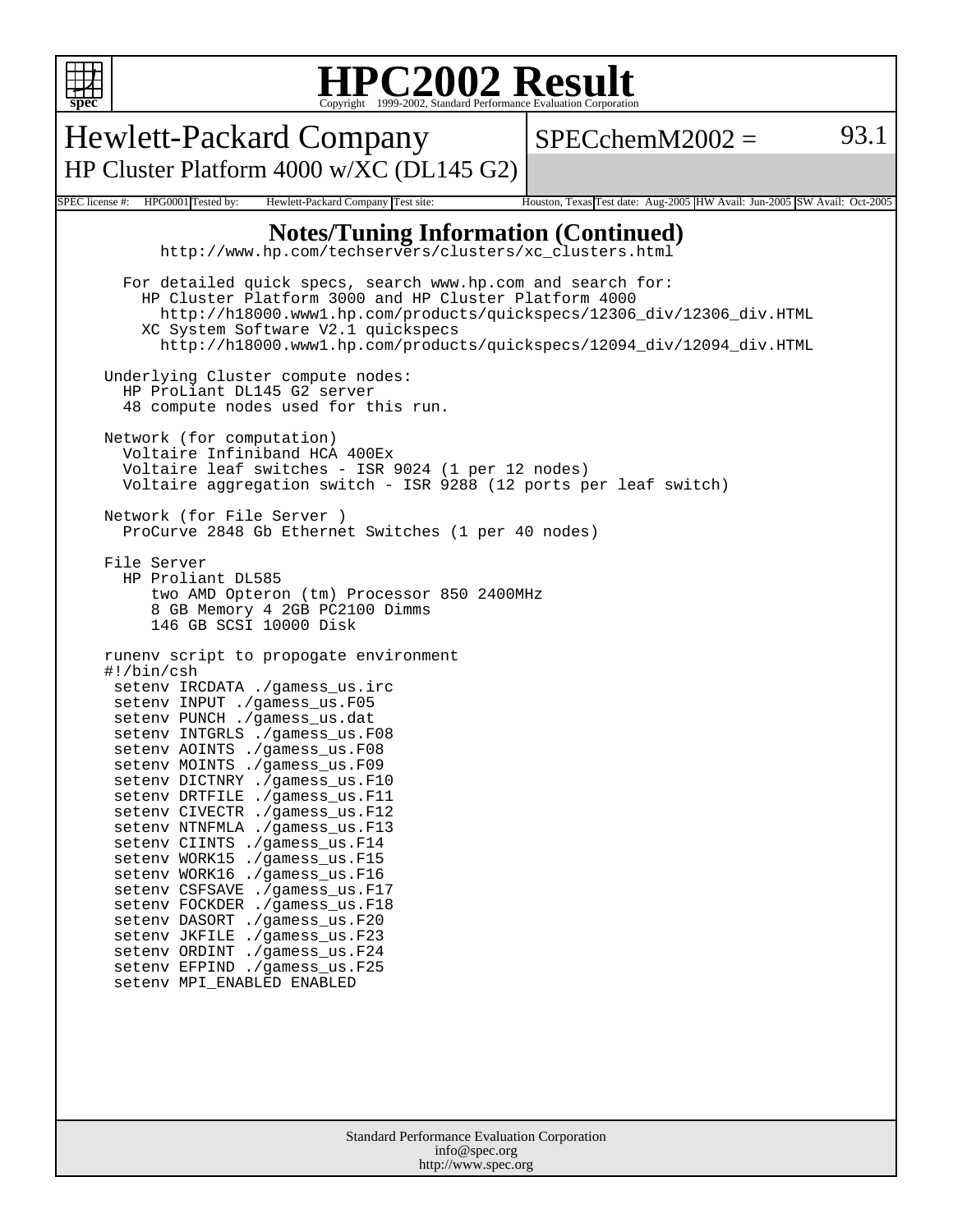# HPC2002 Result

Copyright 1999-2002, Standard Performance Evaluation Corporation

## Hewlett-Packard Company

HP Cluster Platform 4000 w/XC (DL145 G2)

SPECchemM2002 = 93.1

| SPEC license #: | HPG0001 | Tested by: | Hewlett-Packard Company | Test site: | Houston, Texas | Test date: | Aug-2005 | HW Avail: | Jun-2005 | SW Avail: | Oct-2005 |
|---|---|---|---|---|---|---|---|---|---|---|---|

### Notes/Tuning Information (Continued)

```
        http://www.hp.com/techservers/clusters/xc_clusters.html

      For detailed quick specs, search www.hp.com and search for:
        HP Cluster Platform 3000 and HP Cluster Platform 4000
          http://h18000.www1.hp.com/products/quickspecs/12306_div/12306_div.HTML
        XC System Software V2.1 quickspecs
          http://h18000.www1.hp.com/products/quickspecs/12094_div/12094_div.HTML

    Underlying Cluster compute nodes:
      HP ProLiant DL145 G2 server
      48 compute nodes used for this run.

    Network (for computation)
      Voltaire Infiniband HCA 400Ex
      Voltaire leaf switches - ISR 9024 (1 per 12 nodes)
      Voltaire aggregation switch - ISR 9288 (12 ports per leaf switch)

    Network (for File Server )
      ProCurve 2848 Gb Ethernet Switches (1 per 40 nodes)

    File Server
      HP Proliant DL585
         two AMD Opteron (tm) Processor 850 2400MHz
         8 GB Memory 4 2GB PC2100 Dimms
         146 GB SCSI 10000 Disk

    runenv script to propogate environment
    #!/bin/csh
     setenv IRCDATA ./gamess_us.irc
     setenv INPUT ./gamess_us.F05
     setenv PUNCH ./gamess_us.dat
     setenv INTGRLS ./gamess_us.F08
     setenv AOINTS ./gamess_us.F08
     setenv MOINTS ./gamess_us.F09
     setenv DICTNRY ./gamess_us.F10
     setenv DRTFILE ./gamess_us.F11
     setenv CIVECTR ./gamess_us.F12
     setenv NTNFMLA ./gamess_us.F13
     setenv CIINTS ./gamess_us.F14
     setenv WORK15 ./gamess_us.F15
     setenv WORK16 ./gamess_us.F16
     setenv CSFSAVE ./gamess_us.F17
     setenv FOCKDER ./gamess_us.F18
     setenv DASORT ./gamess_us.F20
     setenv JKFILE ./gamess_us.F23
     setenv ORDINT ./gamess_us.F24
     setenv EFPIND ./gamess_us.F25
     setenv MPI_ENABLED ENABLED
```

Standard Performance Evaluation Corporation
info@spec.org
http://www.spec.org